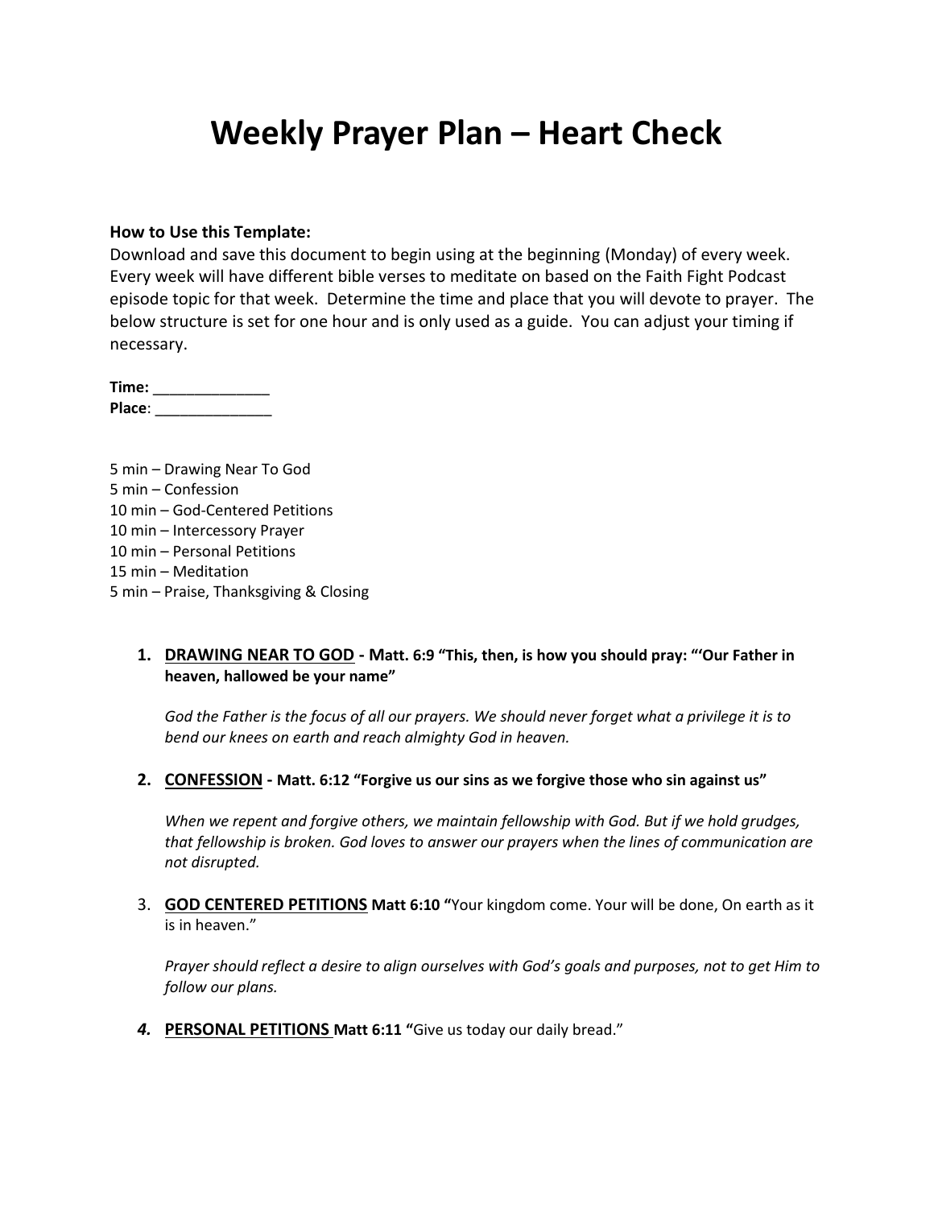# Weekly Prayer Plan – Heart Check

**How to Use this Template:**
Download and save this document to begin using at the beginning (Monday) of every week. Every week will have different bible verses to meditate on based on the Faith Fight Podcast episode topic for that week. Determine the time and place that you will devote to prayer. The below structure is set for one hour and is only used as a guide. You can adjust your timing if necessary.

**Time:** ______________
**Place**: ______________

5 min – Drawing Near To God
5 min – Confession
10 min – God-Centered Petitions
10 min – Intercessory Prayer
10 min – Personal Petitions
15 min – Meditation
5 min – Praise, Thanksgiving & Closing

1. **DRAWING NEAR TO GOD - Matt. 6:9 "This, then, is how you should pray: "'Our Father in heaven, hallowed be your name"**

   *God the Father is the focus of all our prayers. We should never forget what a privilege it is to bend our knees on earth and reach almighty God in heaven.*

2. **CONFESSION - Matt. 6:12 "Forgive us our sins as we forgive those who sin against us"**

   *When we repent and forgive others, we maintain fellowship with God. But if we hold grudges, that fellowship is broken. God loves to answer our prayers when the lines of communication are not disrupted.*

3. **GOD CENTERED PETITIONS Matt 6:10 "**Your kingdom come. Your will be done, On earth as it is in heaven."

   *Prayer should reflect a desire to align ourselves with God's goals and purposes, not to get Him to follow our plans.*

4. **PERSONAL PETITIONS Matt 6:11 "**Give us today our daily bread."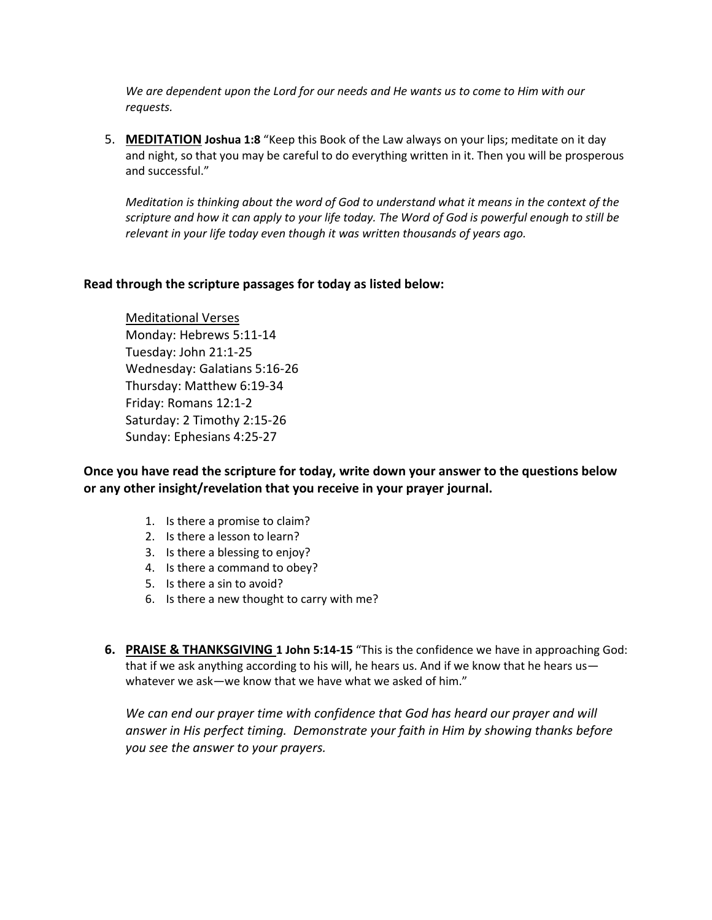*We are dependent upon the Lord for our needs and He wants us to come to Him with our requests.*

5. **MEDITATION** **Joshua 1:8** "Keep this Book of the Law always on your lips; meditate on it day and night, so that you may be careful to do everything written in it. Then you will be prosperous and successful."

   *Meditation is thinking about the word of God to understand what it means in the context of the scripture and how it can apply to your life today. The Word of God is powerful enough to still be relevant in your life today even though it was written thousands of years ago.*

**Read through the scripture passages for today as listed below:**

Meditational Verses
Monday: Hebrews 5:11-14
Tuesday: John 21:1-25
Wednesday: Galatians 5:16-26
Thursday: Matthew 6:19-34
Friday: Romans 12:1-2
Saturday: 2 Timothy 2:15-26
Sunday: Ephesians 4:25-27

**Once you have read the scripture for today, write down your answer to the questions below or any other insight/revelation that you receive in your prayer journal.**

1. Is there a promise to claim?
2. Is there a lesson to learn?
3. Is there a blessing to enjoy?
4. Is there a command to obey?
5. Is there a sin to avoid?
6. Is there a new thought to carry with me?

6. **PRAISE & THANKSGIVING** **1 John 5:14-15** "This is the confidence we have in approaching God: that if we ask anything according to his will, he hears us. And if we know that he hears us—whatever we ask—we know that we have what we asked of him."

   *We can end our prayer time with confidence that God has heard our prayer and will answer in His perfect timing. Demonstrate your faith in Him by showing thanks before you see the answer to your prayers.*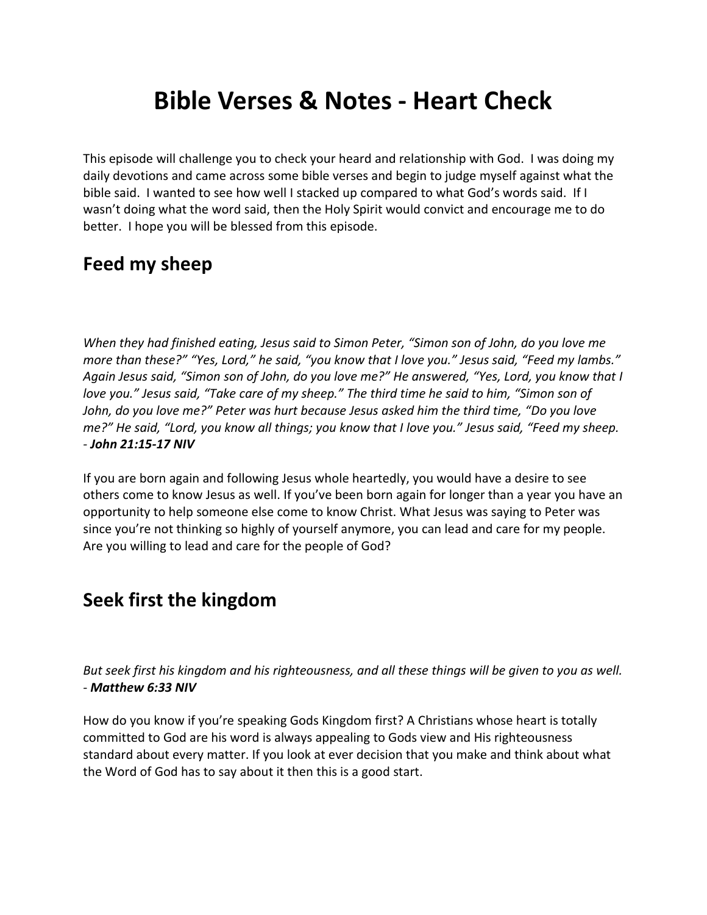# Bible Verses & Notes - Heart Check

This episode will challenge you to check your heard and relationship with God. I was doing my daily devotions and came across some bible verses and begin to judge myself against what the bible said. I wanted to see how well I stacked up compared to what God's words said. If I wasn't doing what the word said, then the Holy Spirit would convict and encourage me to do better. I hope you will be blessed from this episode.

## Feed my sheep

*When they had finished eating, Jesus said to Simon Peter, "Simon son of John, do you love me more than these?" "Yes, Lord," he said, "you know that I love you." Jesus said, "Feed my lambs." Again Jesus said, "Simon son of John, do you love me?" He answered, "Yes, Lord, you know that I love you." Jesus said, "Take care of my sheep." The third time he said to him, "Simon son of John, do you love me?" Peter was hurt because Jesus asked him the third time, "Do you love me?" He said, "Lord, you know all things; you know that I love you." Jesus said, "Feed my sheep.* - ***John 21:15-17 NIV***

If you are born again and following Jesus whole heartedly, you would have a desire to see others come to know Jesus as well. If you've been born again for longer than a year you have an opportunity to help someone else come to know Christ. What Jesus was saying to Peter was since you're not thinking so highly of yourself anymore, you can lead and care for my people. Are you willing to lead and care for the people of God?

## Seek first the kingdom

*But seek first his kingdom and his righteousness, and all these things will be given to you as well.* - ***Matthew 6:33 NIV***

How do you know if you're speaking Gods Kingdom first? A Christians whose heart is totally committed to God are his word is always appealing to Gods view and His righteousness standard about every matter. If you look at ever decision that you make and think about what the Word of God has to say about it then this is a good start.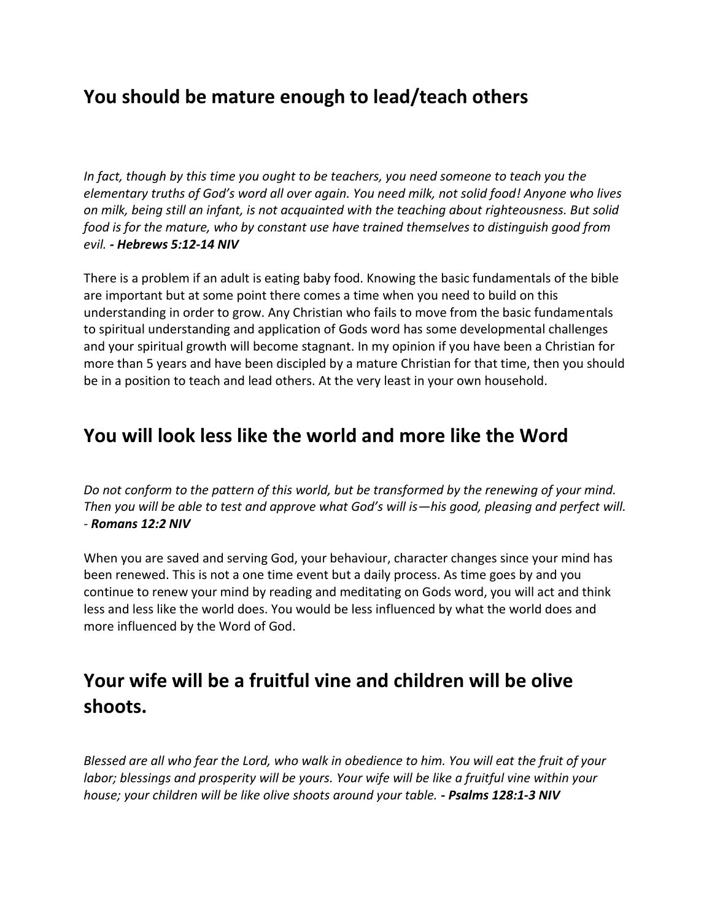## You should be mature enough to lead/teach others

*In fact, though by this time you ought to be teachers, you need someone to teach you the elementary truths of God's word all over again. You need milk, not solid food! Anyone who lives on milk, being still an infant, is not acquainted with the teaching about righteousness. But solid food is for the mature, who by constant use have trained themselves to distinguish good from evil.* ***- Hebrews 5:12-14 NIV***

There is a problem if an adult is eating baby food. Knowing the basic fundamentals of the bible are important but at some point there comes a time when you need to build on this understanding in order to grow. Any Christian who fails to move from the basic fundamentals to spiritual understanding and application of Gods word has some developmental challenges and your spiritual growth will become stagnant. In my opinion if you have been a Christian for more than 5 years and have been discipled by a mature Christian for that time, then you should be in a position to teach and lead others. At the very least in your own household.

## You will look less like the world and more like the Word

*Do not conform to the pattern of this world, but be transformed by the renewing of your mind. Then you will be able to test and approve what God's will is—his good, pleasing and perfect will.* - ***Romans 12:2 NIV***

When you are saved and serving God, your behaviour, character changes since your mind has been renewed. This is not a one time event but a daily process. As time goes by and you continue to renew your mind by reading and meditating on Gods word, you will act and think less and less like the world does. You would be less influenced by what the world does and more influenced by the Word of God.

## Your wife will be a fruitful vine and children will be olive shoots.

*Blessed are all who fear the Lord, who walk in obedience to him. You will eat the fruit of your labor; blessings and prosperity will be yours. Your wife will be like a fruitful vine within your house; your children will be like olive shoots around your table.* ***- Psalms 128:1-3 NIV***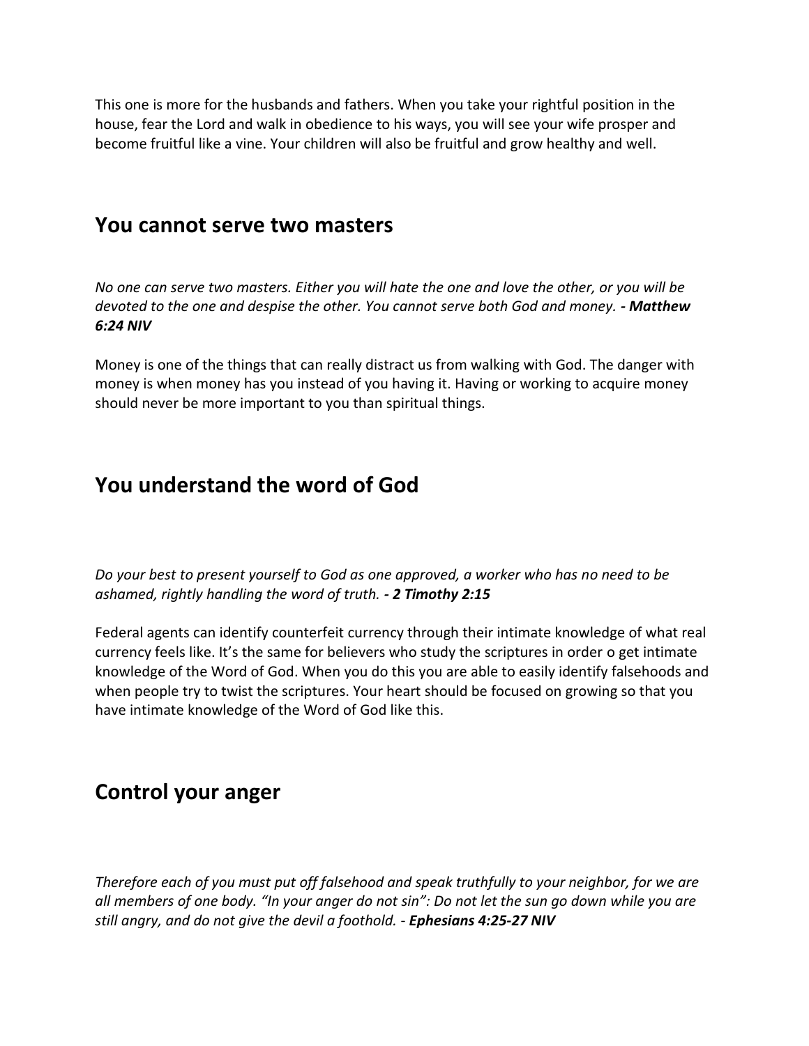This one is more for the husbands and fathers. When you take your rightful position in the house, fear the Lord and walk in obedience to his ways, you will see your wife prosper and become fruitful like a vine. Your children will also be fruitful and grow healthy and well.

## You cannot serve two masters

*No one can serve two masters. Either you will hate the one and love the other, or you will be devoted to the one and despise the other. You cannot serve both God and money.* ***- Matthew 6:24 NIV***

Money is one of the things that can really distract us from walking with God. The danger with money is when money has you instead of you having it. Having or working to acquire money should never be more important to you than spiritual things.

## You understand the word of God

*Do your best to present yourself to God as one approved, a worker who has no need to be ashamed, rightly handling the word of truth.* ***- 2 Timothy 2:15***

Federal agents can identify counterfeit currency through their intimate knowledge of what real currency feels like. It's the same for believers who study the scriptures in order o get intimate knowledge of the Word of God. When you do this you are able to easily identify falsehoods and when people try to twist the scriptures. Your heart should be focused on growing so that you have intimate knowledge of the Word of God like this.

## Control your anger

*Therefore each of you must put off falsehood and speak truthfully to your neighbor, for we are all members of one body. "In your anger do not sin": Do not let the sun go down while you are still angry, and do not give the devil a foothold.* - ***Ephesians 4:25-27 NIV***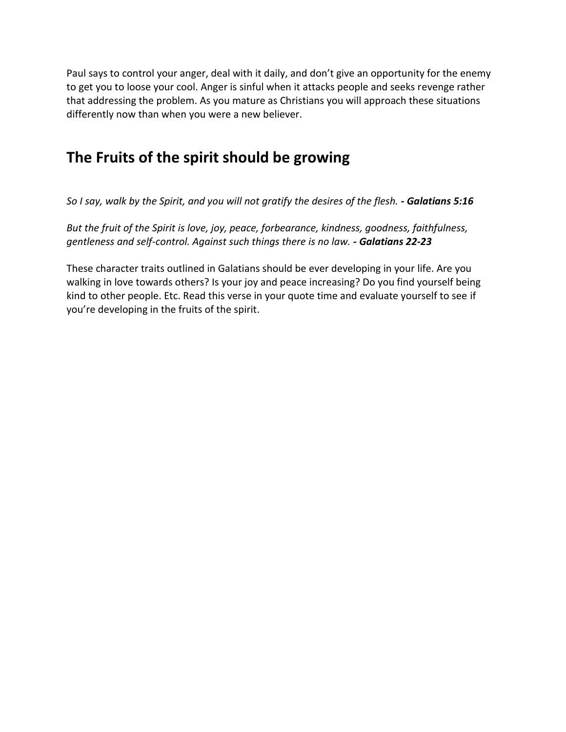Paul says to control your anger, deal with it daily, and don't give an opportunity for the enemy to get you to loose your cool. Anger is sinful when it attacks people and seeks revenge rather that addressing the problem. As you mature as Christians you will approach these situations differently now than when you were a new believer.

## The Fruits of the spirit should be growing

*So I say, walk by the Spirit, and you will not gratify the desires of the flesh.* ***- Galatians 5:16***

*But the fruit of the Spirit is love, joy, peace, forbearance, kindness, goodness, faithfulness, gentleness and self-control. Against such things there is no law.* ***- Galatians 22-23***

These character traits outlined in Galatians should be ever developing in your life. Are you walking in love towards others? Is your joy and peace increasing? Do you find yourself being kind to other people. Etc. Read this verse in your quote time and evaluate yourself to see if you're developing in the fruits of the spirit.